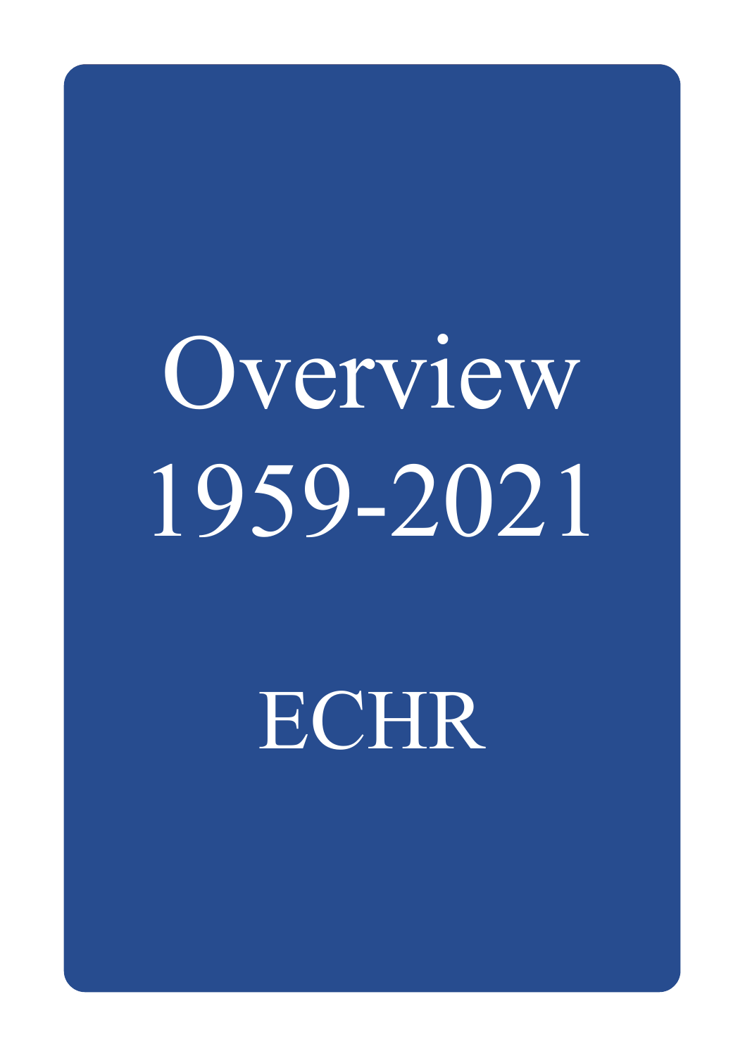# Overview 1959-2021

# ECHR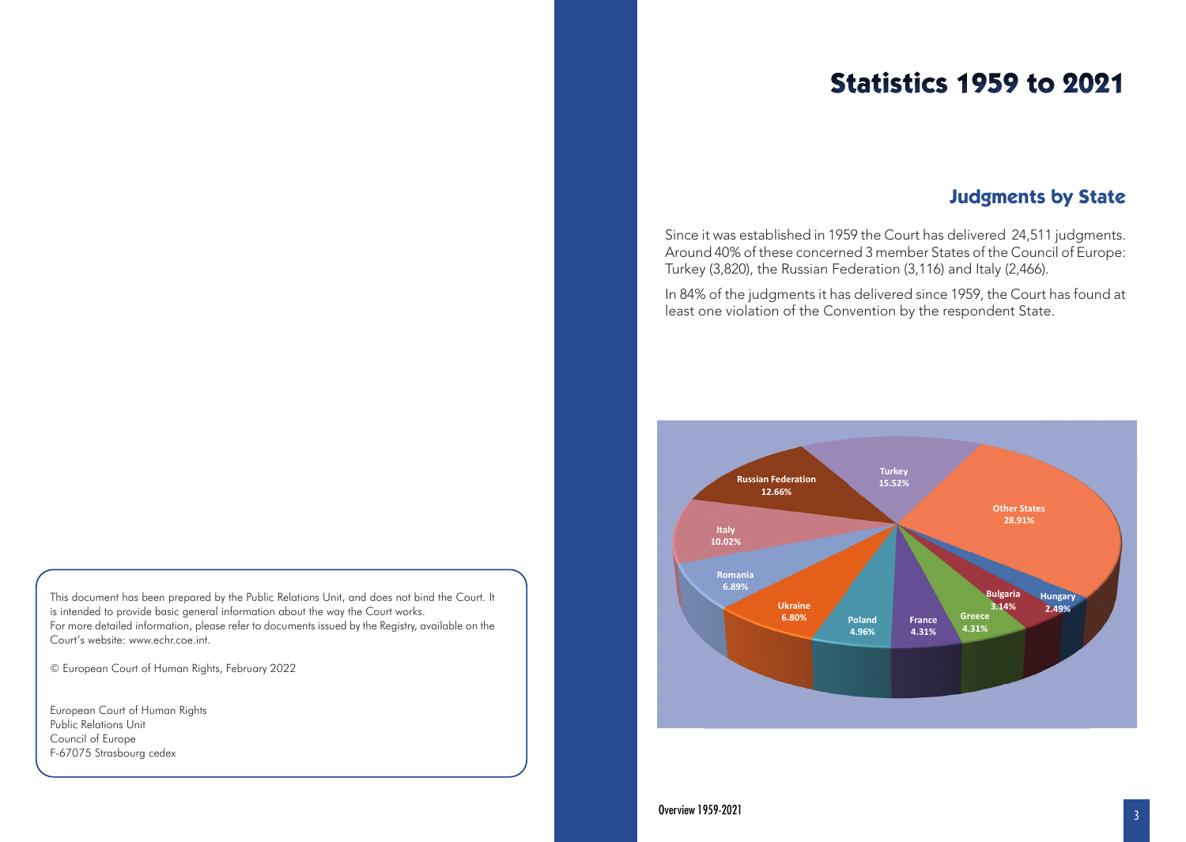This document has been prepared by the Public Relations Unit, and does not bind the Court. It is intended to provide basic general information about the way the Court works.
For more detailed information, please refer to documents issued by the Registry, available on the Court's website: www.echr.coe.int.

© European Court of Human Rights, February 2022

European Court of Human Rights
Public Relations Unit
Council of Europe
F-67075 Strasbourg cedex

# Statistics 1959 to 2021

## Judgments by State

Since it was established in 1959 the Court has delivered 24,511 judgments. Around 40% of these concerned 3 member States of the Council of Europe: Turkey (3,820), the Russian Federation (3,116) and Italy (2,466).

In 84% of the judgments it has delivered since 1959, the Court has found at least one violation of the Convention by the respondent State.

| State | Share |
|---|---|
| Turkey | 15.52% |
| Russian Federation | 12.66% |
| Italy | 10.02% |
| Romania | 6.89% |
| Ukraine | 6.80% |
| Poland | 4.96% |
| France | 4.31% |
| Greece | 4.31% |
| Bulgaria | 3.14% |
| Hungary | 2.49% |
| Other States | 28.91% |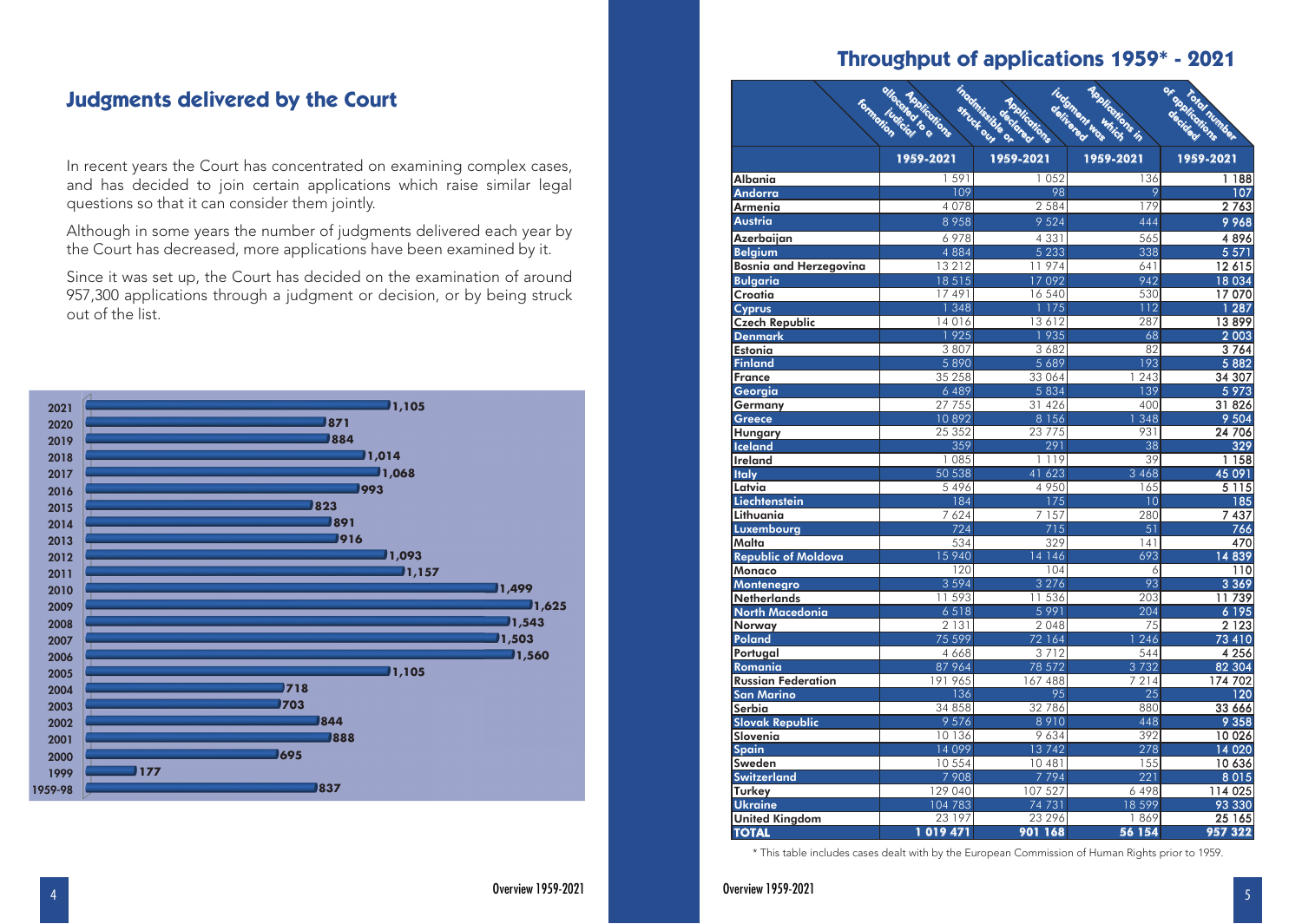## Judgments delivered by the Court

In recent years the Court has concentrated on examining complex cases, and has decided to join certain applications which raise similar legal questions so that it can consider them jointly.

Although in some years the number of judgments delivered each year by the Court has decreased, more applications have been examined by it.

Since it was set up, the Court has decided on the examination of around 957,300 applications through a judgment or decision, or by being struck out of the list.

| Year | Judgments |
|---|---|
| 2021 | 1,105 |
| 2020 | 871 |
| 2019 | 884 |
| 2018 | 1,014 |
| 2017 | 1,068 |
| 2016 | 993 |
| 2015 | 823 |
| 2014 | 891 |
| 2013 | 916 |
| 2012 | 1,093 |
| 2011 | 1,157 |
| 2010 | 1,499 |
| 2009 | 1,625 |
| 2008 | 1,543 |
| 2007 | 1,503 |
| 2006 | 1,560 |
| 2005 | 1,105 |
| 2004 | 718 |
| 2003 | 703 |
| 2002 | 844 |
| 2001 | 888 |
| 2000 | 695 |
| 1999 | 177 |
| 1959-98 | 837 |

## Throughput of applications 1959* - 2021

| | Applications allocated to a judicial formation | Applications declared inadmissible or struck out | Applications in which judgment was delivered | Total number of applications decided |
|---|---|---|---|---|
| | 1959-2021 | 1959-2021 | 1959-2021 | 1959-2021 |
| Albania | 1 591 | 1 052 | 136 | 1 188 |
| Andorra | 109 | 98 | 9 | 107 |
| Armenia | 4 078 | 2 584 | 179 | 2 763 |
| Austria | 8 958 | 9 524 | 444 | 9 968 |
| Azerbaijan | 6 978 | 4 331 | 565 | 4 896 |
| Belgium | 4 884 | 5 233 | 338 | 5 571 |
| Bosnia and Herzegovina | 13 212 | 11 974 | 641 | 12 615 |
| Bulgaria | 18 515 | 17 092 | 942 | 18 034 |
| Croatia | 17 491 | 16 540 | 530 | 17 070 |
| Cyprus | 1 348 | 1 175 | 112 | 1 287 |
| Czech Republic | 14 016 | 13 612 | 287 | 13 899 |
| Denmark | 1 925 | 1 935 | 68 | 2 003 |
| Estonia | 3 807 | 3 682 | 82 | 3 764 |
| Finland | 5 890 | 5 689 | 193 | 5 882 |
| France | 35 258 | 33 064 | 1 243 | 34 307 |
| Georgia | 6 489 | 5 834 | 139 | 5 973 |
| Germany | 27 755 | 31 426 | 400 | 31 826 |
| Greece | 10 892 | 8 156 | 1 348 | 9 504 |
| Hungary | 25 352 | 23 775 | 931 | 24 706 |
| Iceland | 359 | 291 | 38 | 329 |
| Ireland | 1 085 | 1 119 | 39 | 1 158 |
| Italy | 50 538 | 41 623 | 3 468 | 45 091 |
| Latvia | 5 496 | 4 950 | 165 | 5 115 |
| Liechtenstein | 184 | 175 | 10 | 185 |
| Lithuania | 7 624 | 7 157 | 280 | 7 437 |
| Luxembourg | 724 | 715 | 51 | 766 |
| Malta | 534 | 329 | 141 | 470 |
| Republic of Moldova | 15 940 | 14 146 | 693 | 14 839 |
| Monaco | 120 | 104 | 6 | 110 |
| Montenegro | 3 594 | 3 276 | 93 | 3 369 |
| Netherlands | 11 593 | 11 536 | 203 | 11 739 |
| North Macedonia | 6 518 | 5 991 | 204 | 6 195 |
| Norway | 2 131 | 2 048 | 75 | 2 123 |
| Poland | 75 599 | 72 164 | 1 246 | 73 410 |
| Portugal | 4 668 | 3 712 | 544 | 4 256 |
| Romania | 87 964 | 78 572 | 3 732 | 82 304 |
| Russian Federation | 191 965 | 167 488 | 7 214 | 174 702 |
| San Marino | 136 | 95 | 25 | 120 |
| Serbia | 34 858 | 32 786 | 880 | 33 666 |
| Slovak Republic | 9 576 | 8 910 | 448 | 9 358 |
| Slovenia | 10 136 | 9 634 | 392 | 10 026 |
| Spain | 14 099 | 13 742 | 278 | 14 020 |
| Sweden | 10 554 | 10 481 | 155 | 10 636 |
| Switzerland | 7 908 | 7 794 | 221 | 8 015 |
| Turkey | 129 040 | 107 527 | 6 498 | 114 025 |
| Ukraine | 104 783 | 74 731 | 18 599 | 93 330 |
| United Kingdom | 23 197 | 23 296 | 1 869 | 25 165 |
| **TOTAL** | **1 019 471** | **901 168** | **56 154** | **957 322** |

\* This table includes cases dealt with by the European Commission of Human Rights prior to 1959.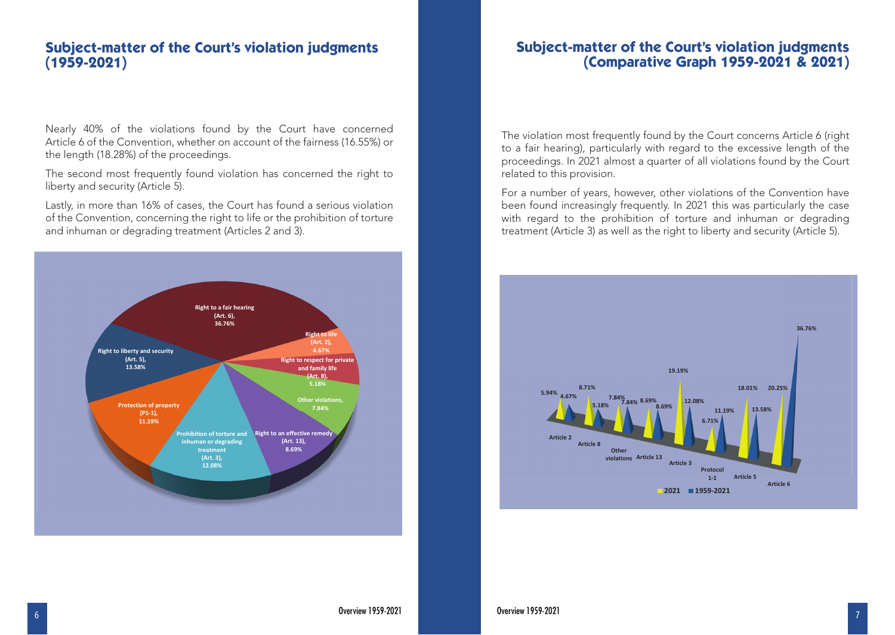## Subject-matter of the Court's violation judgments (1959-2021)

Nearly 40% of the violations found by the Court have concerned Article 6 of the Convention, whether on account of the fairness (16.55%) or the length (18.28%) of the proceedings.

The second most frequently found violation has concerned the right to liberty and security (Article 5).

Lastly, in more than 16% of cases, the Court has found a serious violation of the Convention, concerning the right to life or the prohibition of torture and inhuman or degrading treatment (Articles 2 and 3).

| Subject-matter | Share |
| --- | --- |
| Right to a fair hearing (Art. 6) | 36.76% |
| Right to liberty and security (Art. 5) | 13.58% |
| Prohibition of torture and inhuman or degrading treatment (Art. 3) | 12.08% |
| Protection of property (P1-1) | 11.19% |
| Right to an effective remedy (Art. 13) | 8.69% |
| Other violations | 7.84% |
| Right to respect for private and family life (Art. 8) | 5.18% |
| Right to life (Art. 2) | 4.67% |

## Subject-matter of the Court's violation judgments (Comparative Graph 1959-2021 & 2021)

The violation most frequently found by the Court concerns Article 6 (right to a fair hearing), particularly with regard to the excessive length of the proceedings. In 2021 almost a quarter of all violations found by the Court related to this provision.

For a number of years, however, other violations of the Convention have been found increasingly frequently. In 2021 this was particularly the case with regard to the prohibition of torture and inhuman or degrading treatment (Article 3) as well as the right to liberty and security (Article 5).

| | 2021 | 1959-2021 |
| --- | --- | --- |
| Article 2 | 5.94% | 4.67% |
| Article 8 | 8.71% | 5.18% |
| Other violations | 7.84% | 7.84% |
| Article 13 | 8.69% | 8.69% |
| Article 3 | 19.19% | 12.08% |
| Protocol 1-1 | 6.71% | 11.19% |
| Article 5 | 18.01% | 13.58% |
| Article 6 | 20.25% | 36.76% |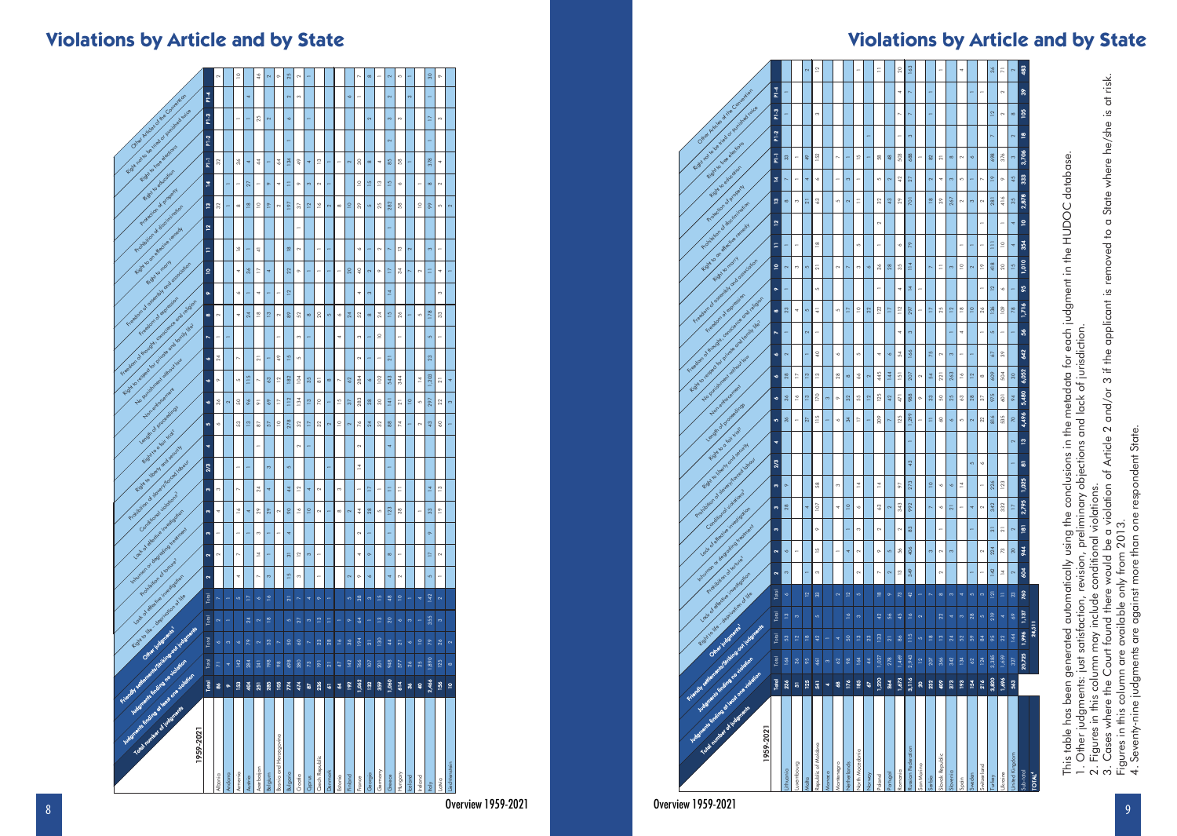# Violations by Article and by State

| 1959-2021 | Total number of judgments | Judgments finding at least one violation | Judgments finding no violation | Friendly settlements/Striking-out judgments | Other judgments[1] | Right to life – deprivation of life | Lack of effective investigation | Prohibition of torture[2] | Inhuman or degrading treatment | Lack of effective investigation | Conditional violations[3] | Prohibition of slavery/forced labour | Right to liberty and security | Right to a fair trial | Length of proceedings | Non-enforcement | No punishment without law | Right to respect for private and family life | Freedom of thought, conscience and religion | Freedom of expression | Freedom of assembly and association | Right to marry | Right to an effective remedy | Prohibition of discrimination | Protection of property | Right to education | Right to free elections | Right not to be tried or punished twice | Other Articles of the Convention |
|---|---|---|---|---|---|---|---|---|---|---|---|---|---|---|---|---|---|---|---|---|---|---|---|---|---|---|---|---|---|
| | Total | Total | Total | Total | Total | 2 | 2 | 3 | 3 | 3 | 2/3 | 4 | 5 | 6 | 6 | 6 | 7 | 8 | 9 | 10 | 11 | 12 | 13 | 14 | P1-1 | P1-2 | P1-3 | P7-4 | |
| Albania | 86 | 71 | 6 | 2 | 7 | | 2 | 1 | 4 | 3 | | | 6 | 36 | 9 | 24 | 1 | 2 | | | | | 32 | | 32 | | | | 2 |
| Andorra | 9 | 4 | 3 | 1 | 1 | | | | | | | | | 2 | | | 1 | | | | | | 1 | | 1 | | | | |
| Armenia | 153 | 142 | 4 | 2 | 5 | 4 | 7 | 1 | 16 | 7 | 1 | | 53 | 50 | 5 | 7 | | 4 | 6 | 4 | 16 | | 8 | 1 | 36 | | 1 | | 10 |
| Austria | 404 | 284 | 79 | 24 | 17 | | | 1 | 4 | | 1 | | 13 | 96 | 115 | | | 24 | 1 | 36 | 1 | | 18 | 27 | 4 | | | 4 | |
| Azerbaijan | 251 | 241 | 2 | 2 | 6 | 7 | 14 | 3 | 29 | 24 | 3 | 1 | 87 | 91 | 7 | 21 | | 18 | 4 | 17 | 41 | | 10 | 1 | 44 | | 25 | | 46 |
| Belgium | 285 | 198 | 53 | 18 | 16 | 3 | 1 | 1 | 29 | 4 | 3 | | 57 | 69 | 63 | 1 | | 13 | 1 | 4 | | | 19 | 9 | 1 | | 2 | | 2 |
| Bosnia and Herzegovina | 105 | 98 | 7 | | | | 1 | | 2 | | | | 10 | 17 | 12 | 49 | 1 | 2 | 1 | 2 | | | 2 | 4 | 64 | | | | 9 |
| Bulgaria | 774 | 698 | 50 | 5 | 21 | 15 | 31 | 4 | 90 | 44 | 5 | | 278 | 112 | 182 | 15 | | 89 | 12 | 22 | 18 | | 197 | 11 | 134 | 1 | 6 | 2 | 25 |
| Croatia | 474 | 380 | 60 | 27 | 7 | 3 | 12 | | 16 | 12 | | 2 | 32 | 134 | 104 | 5 | 3 | 52 | | 9 | 2 | 1 | 37 | 9 | 49 | | | 3 | 2 |
| Cyprus | 87 | 73 | 3 | 7 | 4 | | 3 | | 10 | 4 | | | 17 | 13 | 35 | | | 8 | | | | | 12 | 3 | 4 | | 1 | | 1 |
| Czech Republic | 236 | 191 | 23 | 13 | 9 | 1 | 1 | | 2 | 2 | | | 32 | 70 | 81 | | | 20 | | 1 | 1 | | 16 | 2 | 13 | | | | |
| Denmark | 61 | 21 | 28 | 11 | 1 | | | | | 1 | | | 2 | 1 | 8 | | | 5 | | 1 | | | 2 | 1 | 1 | | | | |
| Estonia | 64 | 47 | 16 | 1 | | | | | 8 | 3 | | | 10 | 15 | 7 | | 4 | 6 | | 1 | 1 | | 8 | | 2 | | | | |
| Finland | 193 | 142 | 36 | 9 | 5 | 2 | | | 2 | | | | 2 | 37 | 62 | | | 24 | | 20 | | | 10 | | 2 | | | 6 | 4 |
| France | 1,052 | 766 | 194 | 64 | 28 | 9 | 4 | 2 | 44 | 1 | 14 | 2 | 76 | 283 | 284 | 2 | 3 | 52 | 4 | 40 | 6 | | 39 | 10 | 30 | | | 1 | 7 |
| Georgia | 132 | 107 | 21 | 1 | 3 | 6 | 9 | 1 | 28 | 17 | | | 24 | 38 | 6 | 1 | 1 | 8 | 3 | 2 | 1 | | 5 | 15 | 8 | | 2 | | 8 |
| Germany | 359 | 201 | 130 | 13 | 15 | | | | 5 | 1 | | | 32 | 30 | 102 | 1 | 10 | 24 | | 9 | 2 | | 25 | 13 | 4 | | | | 1 |
| Greece | 1,060 | 948 | 44 | 20 | 48 | 4 | 8 | 1 | 123 | 11 | 1 | 4 | 88 | 141 | 543 | 21 | 14 | 15 | 14 | 17 | 7 | 1 | 282 | 15 | 85 | 2 | 3 | 2 | 2 |
| Hungary | 614 | 577 | 21 | 6 | 10 | 2 | 1 | | 38 | 11 | | | 74 | 21 | 344 | | 1 | 26 | | 34 | 13 | | 58 | 6 | 58 | | 3 | | 5 |
| Iceland | 36 | 26 | 6 | 3 | 1 | | | | | | | | | 1 | 10 | | | 1 | | 7 | 2 | | | | 1 | | | 3 | 1 |
| Ireland | 40 | 25 | 10 | 1 | 4 | | | | 1 | | | | 2 | 5 | 23 | | | 5 | | 2 | | | 10 | | 1 | | | | |
| Italy | 2,466 | 1,890 | 79 | 355 | 142 | 5 | 17 | 9 | 33 | 14 | | | 43 | 297 | 1,208 | 23 | 5 | 178 | 1 | 11 | 3 | | 99 | 8 | 378 | | 1 | 17 | 30 |
| Latvia | 156 | 125 | 26 | 3 | 2 | 1 | 2 | | 19 | 13 | | | 60 | 22 | 21 | | 1 | 33 | 3 | 4 | 1 | | 5 | 2 | 4 | | 3 | | 9 |
| Liechtenstein | 10 | 8 | | 2 | | | | | | | | | | 3 | 4 | | | | | | | | | | | | | | 2 |
| Lithuania | 236 | 164 | 53 | 13 | 6 | 3 | 6 | | 28 | 9 | | | 26 | 36 | 28 | 2 | 1 | 23 | 1 | 2 | 1 | | 32 | 7 | 33 | | 1 | 1 | |
| Luxembourg | 51 | 36 | 12 | 3 | | | 1 | | | | | | 1 | 16 | 17 | | | 4 | | 3 | 1 | | 3 | 1 | 1 | | | | |
| Malta | 125 | 95 | 18 | | 12 | 1 | | | 4 | | | | 27 | 13 | 13 | 1 | 2 | 5 | | 5 | | | 21 | 4 | 49 | | | | 2 |
| Republic of Moldova | 541 | 461 | 42 | 5 | 33 | 3 | 15 | 9 | 107 | 58 | | | 115 | 170 | 13 | 40 | 1 | 41 | 5 | 21 | 18 | | 63 | 6 | 152 | | 3 | | 12 |
| Monaco | 4 | 3 | 1 | | | | | | | | | | 1 | 3 | | | | | | | | | | | | | | | |
| Montenegro | 68 | 62 | 4 | | 2 | | 1 | | 4 | 3 | | | 6 | 9 | 28 | 6 | | 5 | | 2 | | | 5 | 1 | 7 | | | | |
| Netherlands | 176 | 98 | 50 | 16 | 12 | | 4 | | 10 | 1 | | | 34 | 32 | 8 | | | 17 | | 7 | | | 2 | 3 | 1 | | | | |
| North Macedonia | 185 | 164 | 13 | 3 | 5 | 2 | 2 | 1 | 3 | 6 | 14 | | 17 | 55 | 66 | 5 | | 10 | | 3 | 5 | | 11 | | 15 | | | | 1 |
| Norway | 87 | 44 | 23 | 17 | 3 | | | | | | | | 1 | 12 | 2 | | | 22 | | 6 | | | 1 | | | | | 1 | |
| Poland | 1,220 | 1,107 | 42 | 53 | 18 | 7 | 9 | 2 | 63 | 14 | | | 309 | 125 | 445 | 4 | | 122 | 1 | 36 | 1 | 2 | 32 | 5 | 38 | | | | 11 |
| Portugal | 364 | 279 | 21 | 56 | 8 | 2 | 5 | | 21 | | | | 6 | 37 | 144 | 6 | | 17 | | 28 | | | 43 | 2 | 48 | | | | |
| Romania | 1,673 | 1,489 | 86 | 45 | 53 | 13 | 56 | 2 | 343 | 97 | | | 125 | 471 | 151 | 54 | 4 | 112 | 4 | 35 | 6 | | 29 | 42 | 503 | 1 | 7 | 4 | 20 |
| Russian Federation | 3,116 | 2,943 | 115 | 16 | 42 | 349 | 406 | 83 | 992 | 273 | 43 | 1 | 1,299 | 988 | 207 | 166 | 3 | 297 | 14 | 114 | 79 | | 703 | 27 | 688 | 3 | 7 | 7 | 163 |
| San Marino | 20 | 12 | 5 | 2 | 1 | | | | | | | | 1 | 9 | 2 | | | 1 | 1 | | | | | | 1 | | | | |
| Serbia | 232 | 207 | 18 | | 7 | | 3 | | 7 | 10 | | | 11 | 33 | 54 | 75 | | 17 | | 7 | | | 18 | 2 | 82 | | 1 | 1 | 1 |
| Slovak Republic | 409 | 366 | 13 | 22 | 8 | 2 | 2 | 1 | 6 | 6 | | | 60 | 50 | 221 | 2 | | 25 | | 11 | | | 39 | 4 | 21 | | | | 1 |
| Slovenia | 373 | 342 | 24 | 4 | 3 | | 3 | | 21 | 6 | | | 6 | 25 | 263 | 3 | 1 | 12 | | 3 | | | 267 | 3 | 8 | | | | |
| Spain | 193 | 134 | 52 | 3 | 4 | | | | 1 | 14 | | | 5 | 63 | 16 | 1 | 4 | 18 | | 10 | 1 | | 2 | 5 | 2 | | | | 4 |
| Sweden | 154 | 62 | 59 | 28 | 5 | 1 | | | 4 | | | 5 | 2 | 28 | 12 | 1 | | 10 | | 2 | 1 | | 3 | 1 | 6 | | | 1 | |
| Switzerland | 216 | 124 | 84 | 5 | 3 | 1 | 2 | | 2 | 1 | 6 | | 22 | 37 | 8 | | 1 | 26 | 1 | 19 | 1 | | 2 | 7 | | | | | |
| Turkey | 3,820 | 3,385 | 95 | 219 | 121 | 142 | 224 | 31 | 342 | 226 | | | 816 | 975 | 609 | 67 | 5 | 136 | 12 | 418 | 111 | | 281 | 19 | 698 | 7 | 12 | | 36 |
| Ukraine | 1,496 | 1,459 | 23 | 4 | 11 | 14 | 73 | 21 | 332 | 123 | | | 535 | 601 | 504 | 39 | 1 | 109 | 6 | 20 | 10 | 1 | 416 | 9 | 376 | | 2 | 2 | 71 |
| United Kingdom | 563 | 327 | 144 | 69 | 23 | 2 | 20 | 2 | 17 | 1 | 2 | | 70 | 94 | 30 | | 1 | 78 | 1 | 15 | 4 | 4 | 35 | 45 | 3 | 2 | 8 | | 2 |
| Sub-total | | 20,725 | 1,996 | 1,137 | 760 | 604 | 944 | 181 | 2,795 | 1,025 | 81 | 13 | 4,496 | 5,480 | 6,052 | 642 | 56 | 1,716 | 95 | 1,010 | 354 | 10 | 2,878 | 333 | 3,706 | 18 | 105 | 39 | 483 |
| TOTAL[4] | 24,511 | | | | | | | | | | | | | | | | | | | | | | | | | | | | |

This table has been generated automatically using the conclusions in the metadata for each judgment in the HUDOC database.

1. Other judgments: just satisfaction, revision, preliminary objections and lack of jurisdiction.
2. Figures in this column may include conditional violations.
3. Cases where the Court found there would be a violation of Article 2 and/or 3 if the applicant is removed to a State where he/she is at risk. Figures in this column are available only from 2013.
4. Seventy-nine judgments are against more than one respondent State.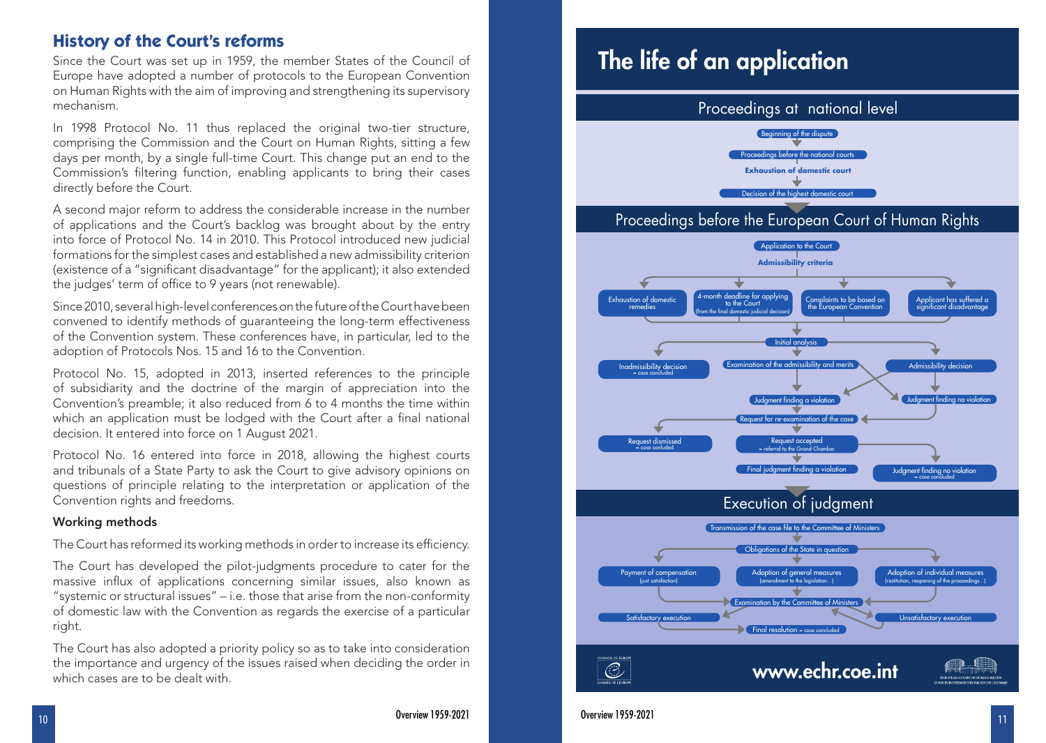## History of the Court's reforms

Since the Court was set up in 1959, the member States of the Council of Europe have adopted a number of protocols to the European Convention on Human Rights with the aim of improving and strengthening its supervisory mechanism.

In 1998 Protocol No. 11 thus replaced the original two-tier structure, comprising the Commission and the Court on Human Rights, sitting a few days per month, by a single full-time Court. This change put an end to the Commission's filtering function, enabling applicants to bring their cases directly before the Court.

A second major reform to address the considerable increase in the number of applications and the Court's backlog was brought about by the entry into force of Protocol No. 14 in 2010. This Protocol introduced new judicial formations for the simplest cases and established a new admissibility criterion (existence of a "significant disadvantage" for the applicant); it also extended the judges' term of office to 9 years (not renewable).

Since 2010, several high-level conferences on the future of the Court have been convened to identify methods of guaranteeing the long-term effectiveness of the Convention system. These conferences have, in particular, led to the adoption of Protocols Nos. 15 and 16 to the Convention.

Protocol No. 15, adopted in 2013, inserted references to the principle of subsidiarity and the doctrine of the margin of appreciation into the Convention's preamble; it also reduced from 6 to 4 months the time within which an application must be lodged with the Court after a final national decision. It entered into force on 1 August 2021.

Protocol No. 16 entered into force in 2018, allowing the highest courts and tribunals of a State Party to ask the Court to give advisory opinions on questions of principle relating to the interpretation or application of the Convention rights and freedoms.

### Working methods

The Court has reformed its working methods in order to increase its efficiency.

The Court has developed the pilot-judgments procedure to cater for the massive influx of applications concerning similar issues, also known as "systemic or structural issues" – i.e. those that arise from the non-conformity of domestic law with the Convention as regards the exercise of a particular right.

The Court has also adopted a priority policy so as to take into consideration the importance and urgency of the issues raised when deciding the order in which cases are to be dealt with.

# The life of an application

## Proceedings at national level

- Beginning of the dispute
- Proceedings before the national courts
- **Exhaustion of domestic court**
- Decision of the highest domestic court

## Proceedings before the European Court of Human Rights

- Application to the Court
- **Admissibility criteria**
  - Exhaustion of domestic remedies
  - 4-month deadline for applying to the Court (from the final domestic judicial decision)
  - Complaints to be based on the European Convention
  - Applicant has suffered a significant disadvantage
- Initial analysis
  - Inadmissibility decision = case concluded
  - Examination of the admissibility and merits
  - Admissibility decision
- Judgment finding a violation
- Judgment finding no violation
- Request for re-examination of the case
  - Request dismissed = case conluded
  - Request accepted = referral to the Grand Chamber
- Final judgment finding a violation
- Judgment finding no violation = case concluded

## Execution of judgment

- Transmission of the case file to the Committee of Ministers
- Obligations of the State in question
  - Payment of compensation (just satisfaction)
  - Adoption of general measures (amendment to the legislation...)
  - Adoption of individual measures (restitution, reopening of the proceedings...)
- Examination by the Committee of Ministers
  - Satisfactory execution
  - Unsatisfactory execution
- Final resolution = case concluded

www.echr.coe.int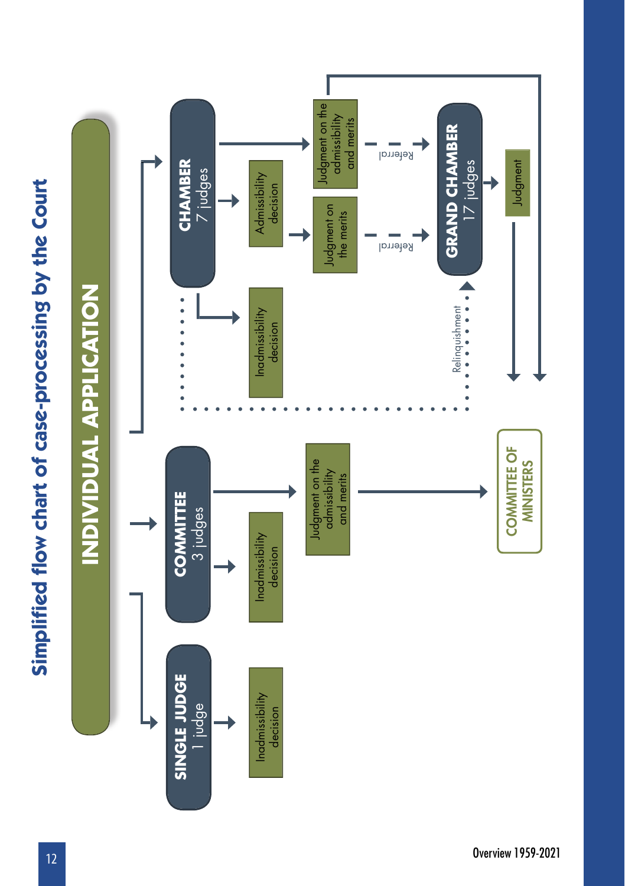# Simplified flow chart of case-processing by the Court

INDIVIDUAL APPLICATION

SINGLE JUDGE
1 judge

Inadmissibility decision

COMMITTEE
3 judges

Inadmissibility decision

Judgment on the admissibility and merits

CHAMBER
7 judges

Inadmissibility decision

Admissibility decision

Judgment on the merits

Judgment on the admissibility and merits

Referral

Referral

Relinquishment

GRAND CHAMBER
17 judges

Judgment

COMMITTEE OF MINISTERS